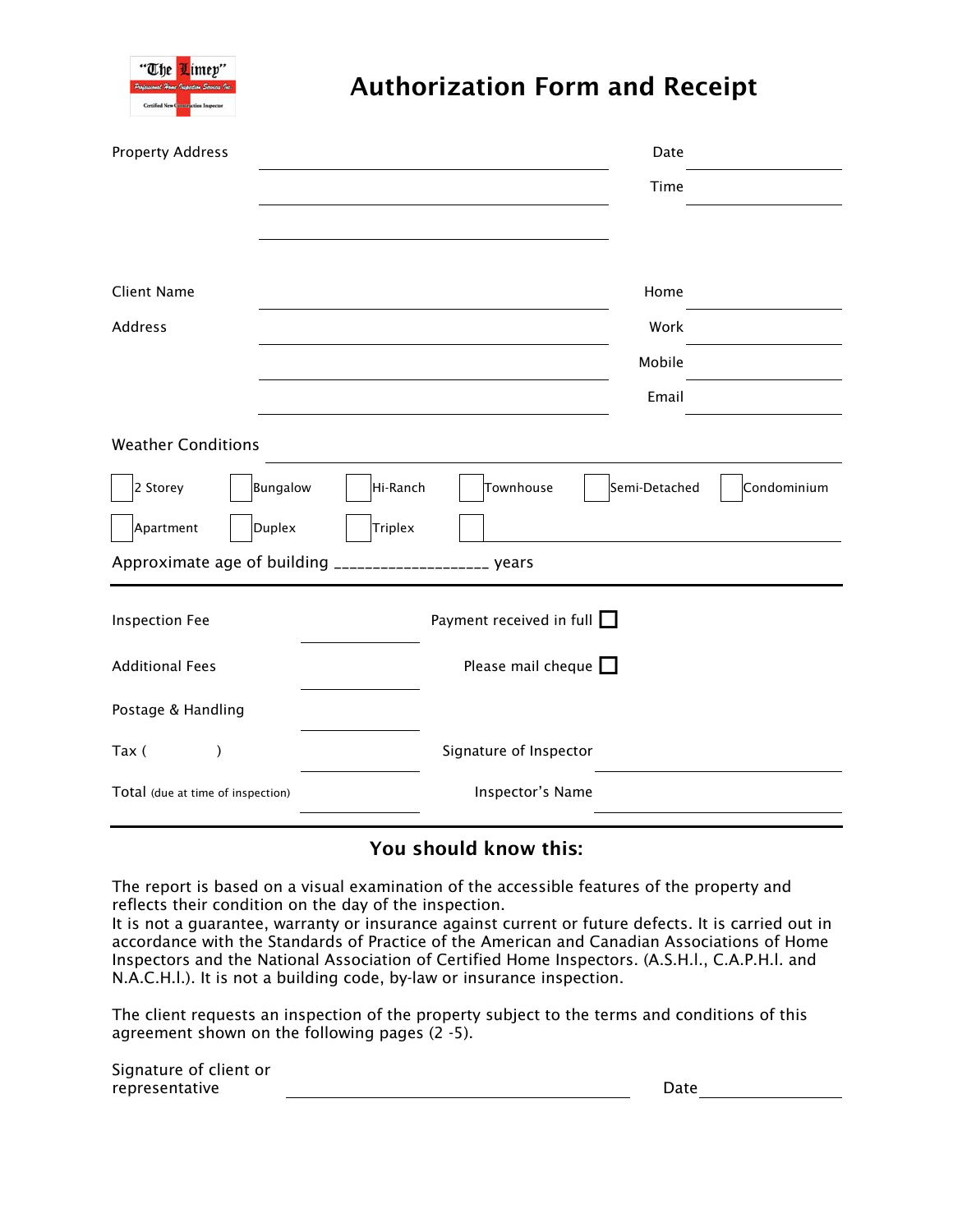"The Limey" Professional Home Inspection Services Inc. Certified New Construction Inspector

# Authorization Form and Receipt

Property Address ____________________ Date ____________

____________________ Time ____________

____________________

Client Name ____________________ Home ____________

Address ____________________ Work ____________

____________________ Mobile ____________

____________________ Email ____________

Weather Conditions ____________________

☐ 2 Storey ☐ Bungalow ☐ Hi-Ranch ☐ Townhouse ☐ Semi-Detached ☐ Condominium

☐ Apartment ☐ Duplex ☐ Triplex ☐ ____________________

Approximate age of building ___________________ years

---

Inspection Fee ____________ Payment received in full ☐

Additional Fees ____________ Please mail cheque ☐

Postage & Handling ____________

Tax (          ) ____________ Signature of Inspector ____________________

Total (due at time of inspection) ____________ Inspector's Name ____________________

---

## You should know this:

The report is based on a visual examination of the accessible features of the property and reflects their condition on the day of the inspection.
It is not a guarantee, warranty or insurance against current or future defects. It is carried out in accordance with the Standards of Practice of the American and Canadian Associations of Home Inspectors and the National Association of Certified Home Inspectors. (A.S.H.I., C.A.P.H.I. and N.A.C.H.I.). It is not a building code, by-law or insurance inspection.

The client requests an inspection of the property subject to the terms and conditions of this agreement shown on the following pages (2 -5).

Signature of client or representative ____________________ Date ____________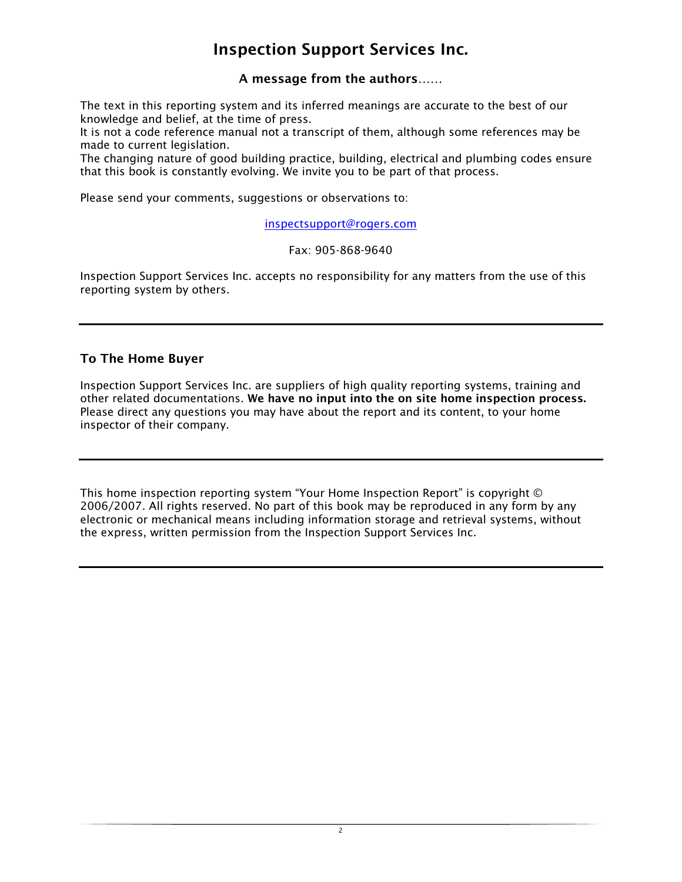# Inspection Support Services Inc.

### A message from the authors……

The text in this reporting system and its inferred meanings are accurate to the best of our knowledge and belief, at the time of press.
It is not a code reference manual not a transcript of them, although some references may be made to current legislation.
The changing nature of good building practice, building, electrical and plumbing codes ensure that this book is constantly evolving. We invite you to be part of that process.

Please send your comments, suggestions or observations to:

inspectsupport@rogers.com

Fax: 905-868-9640

Inspection Support Services Inc. accepts no responsibility for any matters from the use of this reporting system by others.

---

### To The Home Buyer

Inspection Support Services Inc. are suppliers of high quality reporting systems, training and other related documentations. **We have no input into the on site home inspection process.** Please direct any questions you may have about the report and its content, to your home inspector of their company.

---

This home inspection reporting system "Your Home Inspection Report" is copyright © 2006/2007. All rights reserved. No part of this book may be reproduced in any form by any electronic or mechanical means including information storage and retrieval systems, without the express, written permission from the Inspection Support Services Inc.

---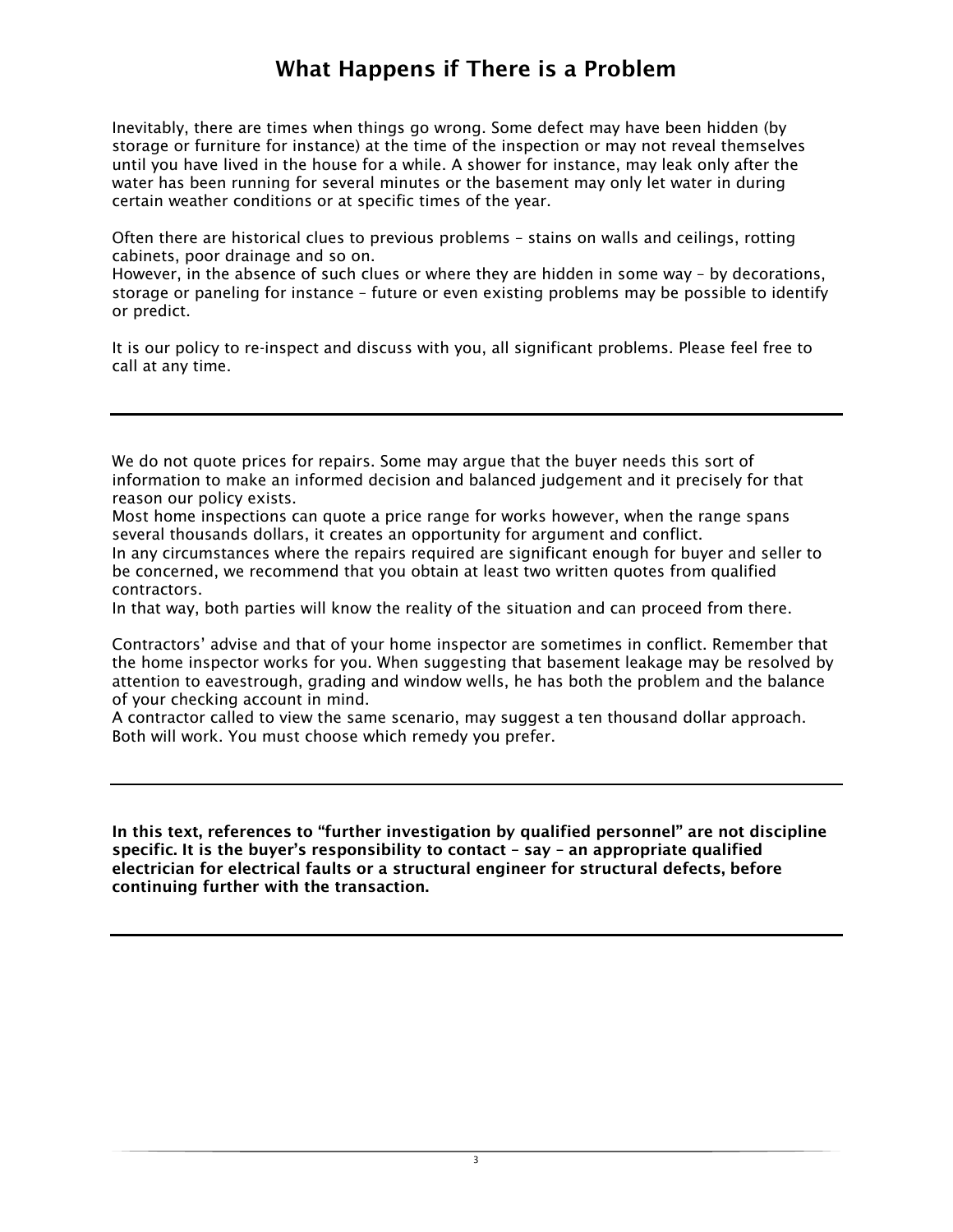# What Happens if There is a Problem

Inevitably, there are times when things go wrong. Some defect may have been hidden (by storage or furniture for instance) at the time of the inspection or may not reveal themselves until you have lived in the house for a while. A shower for instance, may leak only after the water has been running for several minutes or the basement may only let water in during certain weather conditions or at specific times of the year.

Often there are historical clues to previous problems – stains on walls and ceilings, rotting cabinets, poor drainage and so on.
However, in the absence of such clues or where they are hidden in some way – by decorations, storage or paneling for instance – future or even existing problems may be possible to identify or predict.

It is our policy to re-inspect and discuss with you, all significant problems. Please feel free to call at any time.

---

We do not quote prices for repairs. Some may argue that the buyer needs this sort of information to make an informed decision and balanced judgement and it precisely for that reason our policy exists.
Most home inspections can quote a price range for works however, when the range spans several thousands dollars, it creates an opportunity for argument and conflict.
In any circumstances where the repairs required are significant enough for buyer and seller to be concerned, we recommend that you obtain at least two written quotes from qualified contractors.
In that way, both parties will know the reality of the situation and can proceed from there.

Contractors' advise and that of your home inspector are sometimes in conflict. Remember that the home inspector works for you. When suggesting that basement leakage may be resolved by attention to eavestrough, grading and window wells, he has both the problem and the balance of your checking account in mind.
A contractor called to view the same scenario, may suggest a ten thousand dollar approach. Both will work. You must choose which remedy you prefer.

---

**In this text, references to "further investigation by qualified personnel" are not discipline specific. It is the buyer's responsibility to contact – say – an appropriate qualified electrician for electrical faults or a structural engineer for structural defects, before continuing further with the transaction.**

---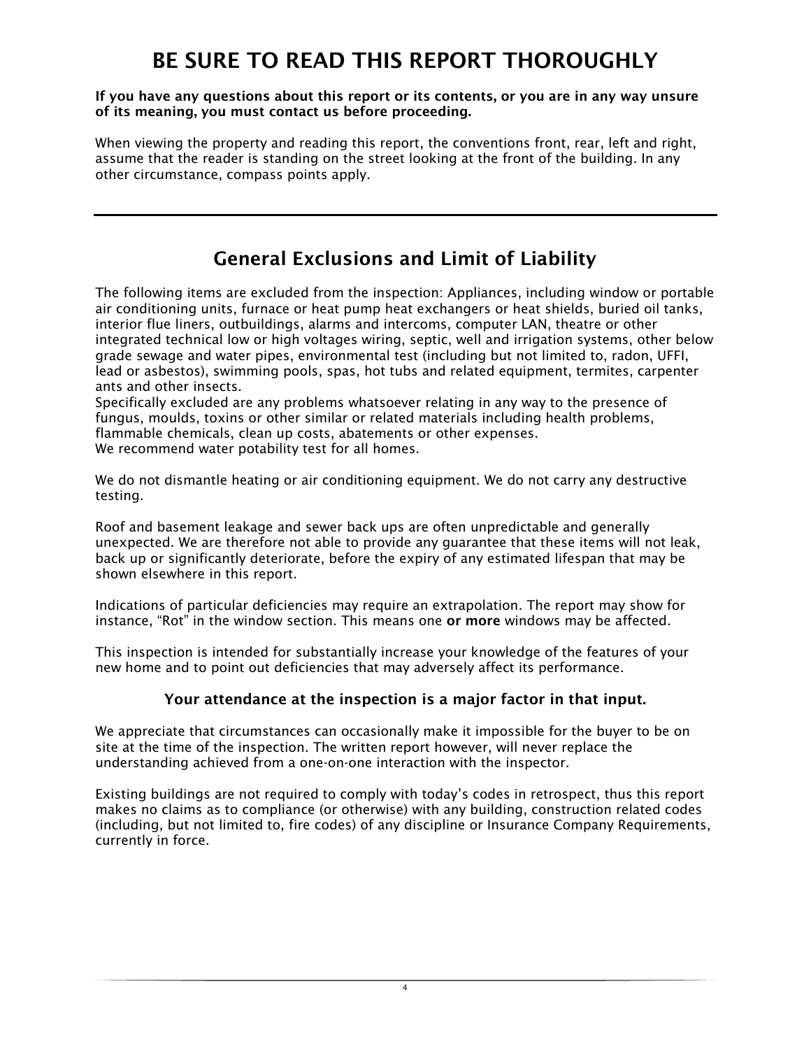# BE SURE TO READ THIS REPORT THOROUGHLY

**If you have any questions about this report or its contents, or you are in any way unsure of its meaning, you must contact us before proceeding.**

When viewing the property and reading this report, the conventions front, rear, left and right, assume that the reader is standing on the street looking at the front of the building. In any other circumstance, compass points apply.

---

## General Exclusions and Limit of Liability

The following items are excluded from the inspection: Appliances, including window or portable air conditioning units, furnace or heat pump heat exchangers or heat shields, buried oil tanks, interior flue liners, outbuildings, alarms and intercoms, computer LAN, theatre or other integrated technical low or high voltages wiring, septic, well and irrigation systems, other below grade sewage and water pipes, environmental test (including but not limited to, radon, UFFI, lead or asbestos), swimming pools, spas, hot tubs and related equipment, termites, carpenter ants and other insects.
Specifically excluded are any problems whatsoever relating in any way to the presence of fungus, moulds, toxins or other similar or related materials including health problems, flammable chemicals, clean up costs, abatements or other expenses.
We recommend water potability test for all homes.

We do not dismantle heating or air conditioning equipment. We do not carry any destructive testing.

Roof and basement leakage and sewer back ups are often unpredictable and generally unexpected. We are therefore not able to provide any guarantee that these items will not leak, back up or significantly deteriorate, before the expiry of any estimated lifespan that may be shown elsewhere in this report.

Indications of particular deficiencies may require an extrapolation. The report may show for instance, "Rot" in the window section. This means one **or more** windows may be affected.

This inspection is intended for substantially increase your knowledge of the features of your new home and to point out deficiencies that may adversely affect its performance.

**Your attendance at the inspection is a major factor in that input.**

We appreciate that circumstances can occasionally make it impossible for the buyer to be on site at the time of the inspection. The written report however, will never replace the understanding achieved from a one-on-one interaction with the inspector.

Existing buildings are not required to comply with today's codes in retrospect, thus this report makes no claims as to compliance (or otherwise) with any building, construction related codes (including, but not limited to, fire codes) of any discipline or Insurance Company Requirements, currently in force.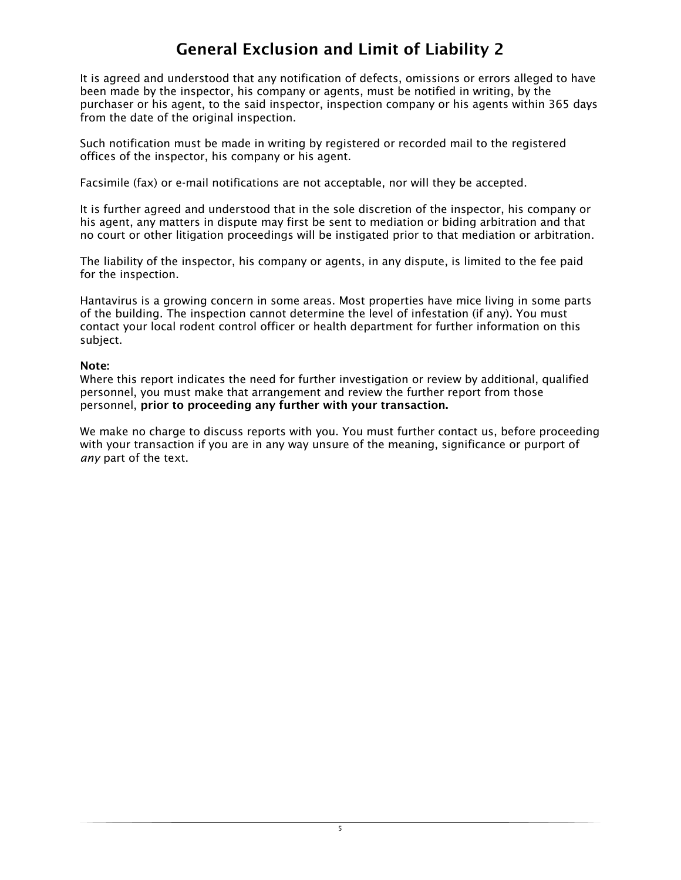# General Exclusion and Limit of Liability 2

It is agreed and understood that any notification of defects, omissions or errors alleged to have been made by the inspector, his company or agents, must be notified in writing, by the purchaser or his agent, to the said inspector, inspection company or his agents within 365 days from the date of the original inspection.

Such notification must be made in writing by registered or recorded mail to the registered offices of the inspector, his company or his agent.

Facsimile (fax) or e-mail notifications are not acceptable, nor will they be accepted.

It is further agreed and understood that in the sole discretion of the inspector, his company or his agent, any matters in dispute may first be sent to mediation or biding arbitration and that no court or other litigation proceedings will be instigated prior to that mediation or arbitration.

The liability of the inspector, his company or agents, in any dispute, is limited to the fee paid for the inspection.

Hantavirus is a growing concern in some areas. Most properties have mice living in some parts of the building. The inspection cannot determine the level of infestation (if any). You must contact your local rodent control officer or health department for further information on this subject.

**Note:**
Where this report indicates the need for further investigation or review by additional, qualified personnel, you must make that arrangement and review the further report from those personnel, **prior to proceeding any further with your transaction.**

We make no charge to discuss reports with you. You must further contact us, before proceeding with your transaction if you are in any way unsure of the meaning, significance or purport of *any* part of the text.